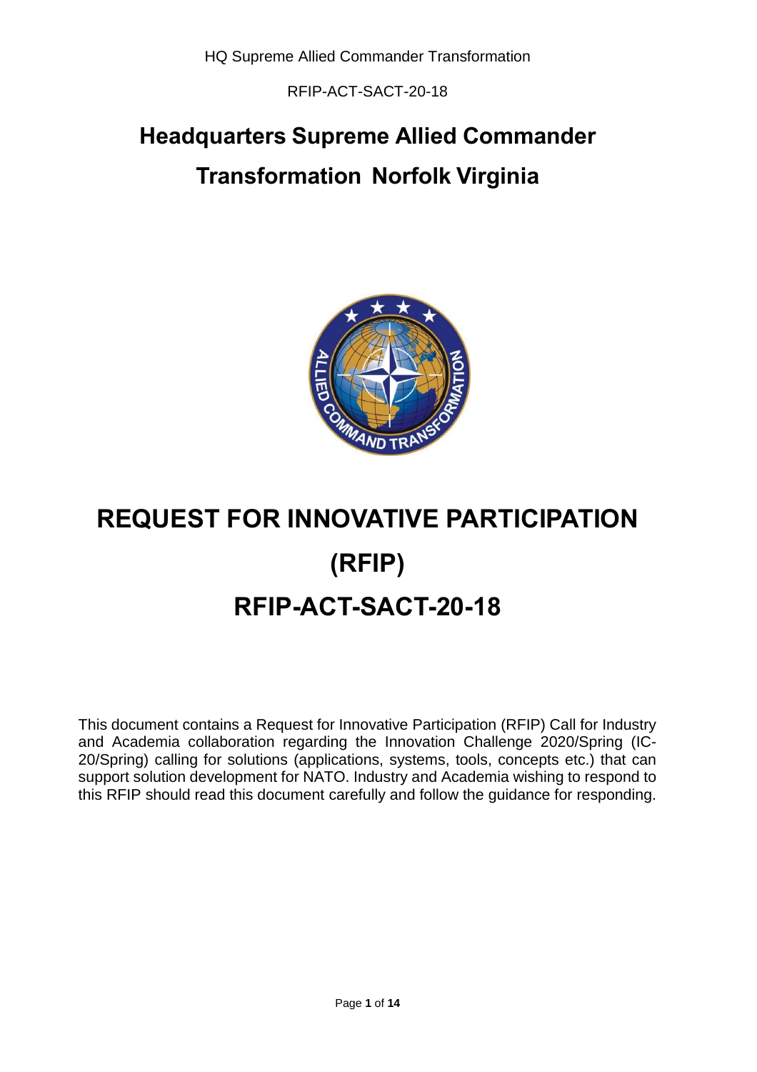# Headquarters Supreme Allied Commander Transformation Norfolk Virginia

# REQUEST FOR INNOVATIVE PARTICIPATION (RFIP)

# RFIP-ACT-SACT-20-18

This document contains a Request for Innovative Participation (RFIP) Call for Industry and Academia collaboration regarding the Innovation Challenge 2020/Spring (IC-20/Spring) calling for solutions (applications, systems, tools, concepts etc.) that can support solution development for NATO. Industry and Academia wishing to respond to this RFIP should read this document carefully and follow the guidance for responding.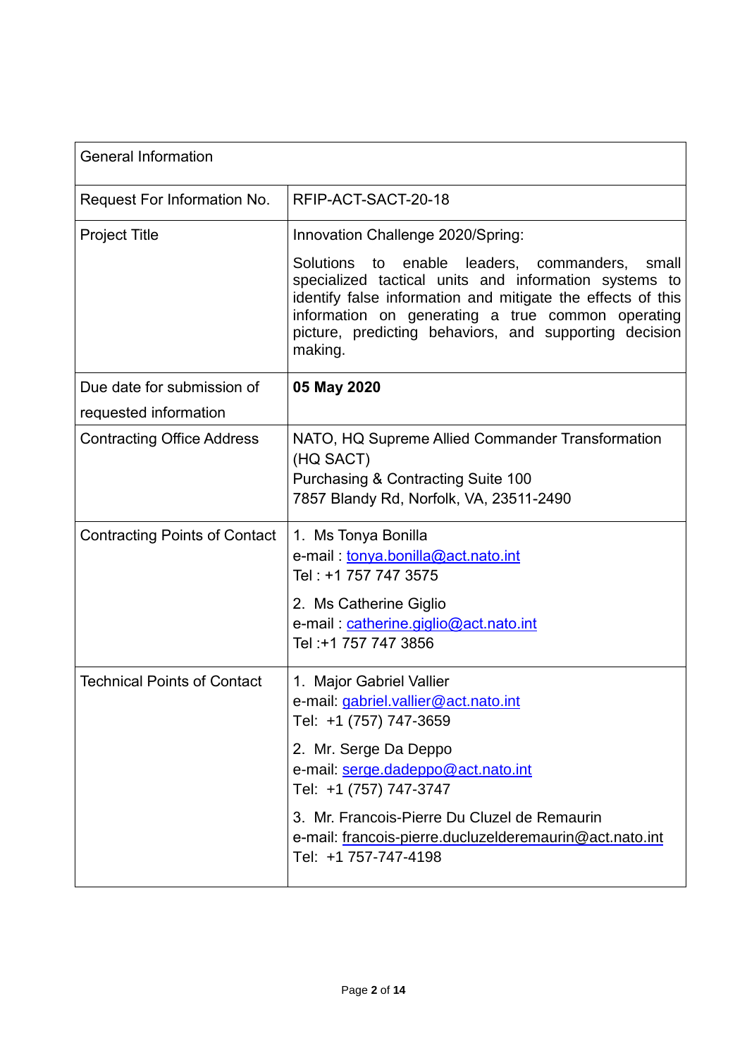| General Information | |
|---|---|
| Request For Information No. | RFIP-ACT-SACT-20-18 |
| Project Title | Innovation Challenge 2020/Spring:<br><br>Solutions to enable leaders, commanders, small specialized tactical units and information systems to identify false information and mitigate the effects of this information on generating a true common operating picture, predicting behaviors, and supporting decision making. |
| Due date for submission of requested information | **05 May 2020** |
| Contracting Office Address | NATO, HQ Supreme Allied Commander Transformation (HQ SACT)<br>Purchasing & Contracting Suite 100<br>7857 Blandy Rd, Norfolk, VA, 23511-2490 |
| Contracting Points of Contact | 1. Ms Tonya Bonilla<br>e-mail : tonya.bonilla@act.nato.int<br>Tel : +1 757 747 3575<br><br>2. Ms Catherine Giglio<br>e-mail : catherine.giglio@act.nato.int<br>Tel :+1 757 747 3856 |
| Technical Points of Contact | 1. Major Gabriel Vallier<br>e-mail: gabriel.vallier@act.nato.int<br>Tel: +1 (757) 747-3659<br><br>2. Mr. Serge Da Deppo<br>e-mail: serge.dadeppo@act.nato.int<br>Tel: +1 (757) 747-3747<br><br>3. Mr. Francois-Pierre Du Cluzel de Remaurin<br>e-mail: francois-pierre.ducluzelderemaurin@act.nato.int<br>Tel: +1 757-747-4198 |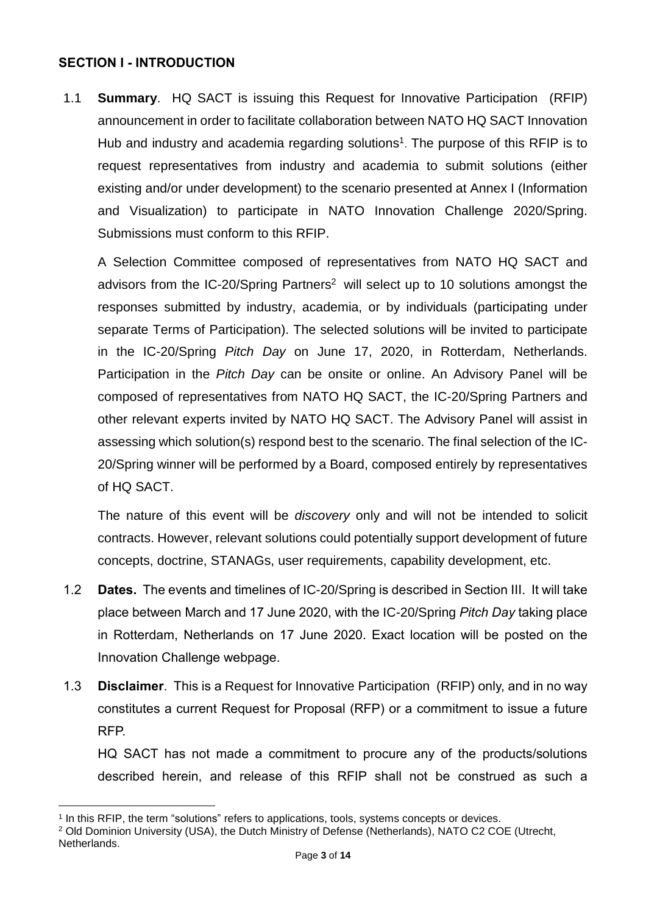## SECTION I - INTRODUCTION

1.1 **Summary**. HQ SACT is issuing this Request for Innovative Participation (RFIP) announcement in order to facilitate collaboration between NATO HQ SACT Innovation Hub and industry and academia regarding solutions[1]. The purpose of this RFIP is to request representatives from industry and academia to submit solutions (either existing and/or under development) to the scenario presented at Annex I (Information and Visualization) to participate in NATO Innovation Challenge 2020/Spring. Submissions must conform to this RFIP.

A Selection Committee composed of representatives from NATO HQ SACT and advisors from the IC-20/Spring Partners[2] will select up to 10 solutions amongst the responses submitted by industry, academia, or by individuals (participating under separate Terms of Participation). The selected solutions will be invited to participate in the IC-20/Spring *Pitch Day* on June 17, 2020, in Rotterdam, Netherlands. Participation in the *Pitch Day* can be onsite or online. An Advisory Panel will be composed of representatives from NATO HQ SACT, the IC-20/Spring Partners and other relevant experts invited by NATO HQ SACT. The Advisory Panel will assist in assessing which solution(s) respond best to the scenario. The final selection of the IC-20/Spring winner will be performed by a Board, composed entirely by representatives of HQ SACT.

The nature of this event will be *discovery* only and will not be intended to solicit contracts. However, relevant solutions could potentially support development of future concepts, doctrine, STANAGs, user requirements, capability development, etc.

1.2 **Dates.** The events and timelines of IC-20/Spring is described in Section III. It will take place between March and 17 June 2020, with the IC-20/Spring *Pitch Day* taking place in Rotterdam, Netherlands on 17 June 2020. Exact location will be posted on the Innovation Challenge webpage.

1.3 **Disclaimer**. This is a Request for Innovative Participation (RFIP) only, and in no way constitutes a current Request for Proposal (RFP) or a commitment to issue a future RFP.

HQ SACT has not made a commitment to procure any of the products/solutions described herein, and release of this RFIP shall not be construed as such a

---

[1] In this RFIP, the term "solutions" refers to applications, tools, systems concepts or devices.

[2] Old Dominion University (USA), the Dutch Ministry of Defense (Netherlands), NATO C2 COE (Utrecht, Netherlands.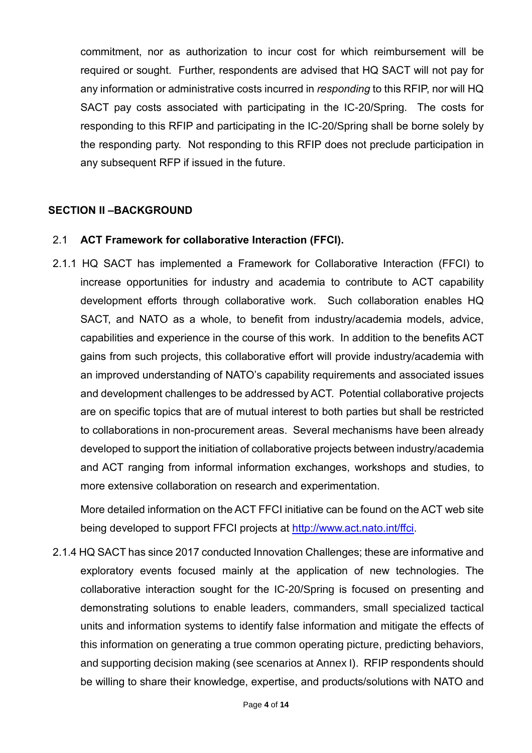commitment, nor as authorization to incur cost for which reimbursement will be required or sought. Further, respondents are advised that HQ SACT will not pay for any information or administrative costs incurred in *responding* to this RFIP, nor will HQ SACT pay costs associated with participating in the IC-20/Spring. The costs for responding to this RFIP and participating in the IC-20/Spring shall be borne solely by the responding party. Not responding to this RFIP does not preclude participation in any subsequent RFP if issued in the future.

## SECTION II –BACKGROUND

### 2.1 ACT Framework for collaborative Interaction (FFCI).

2.1.1 HQ SACT has implemented a Framework for Collaborative Interaction (FFCI) to increase opportunities for industry and academia to contribute to ACT capability development efforts through collaborative work. Such collaboration enables HQ SACT, and NATO as a whole, to benefit from industry/academia models, advice, capabilities and experience in the course of this work. In addition to the benefits ACT gains from such projects, this collaborative effort will provide industry/academia with an improved understanding of NATO's capability requirements and associated issues and development challenges to be addressed by ACT. Potential collaborative projects are on specific topics that are of mutual interest to both parties but shall be restricted to collaborations in non-procurement areas. Several mechanisms have been already developed to support the initiation of collaborative projects between industry/academia and ACT ranging from informal information exchanges, workshops and studies, to more extensive collaboration on research and experimentation.

More detailed information on the ACT FFCI initiative can be found on the ACT web site being developed to support FFCI projects at [http://www.act.nato.int/ffci](http://www.act.nato.int/ffci).

2.1.4 HQ SACT has since 2017 conducted Innovation Challenges; these are informative and exploratory events focused mainly at the application of new technologies. The collaborative interaction sought for the IC-20/Spring is focused on presenting and demonstrating solutions to enable leaders, commanders, small specialized tactical units and information systems to identify false information and mitigate the effects of this information on generating a true common operating picture, predicting behaviors, and supporting decision making (see scenarios at Annex I). RFIP respondents should be willing to share their knowledge, expertise, and products/solutions with NATO and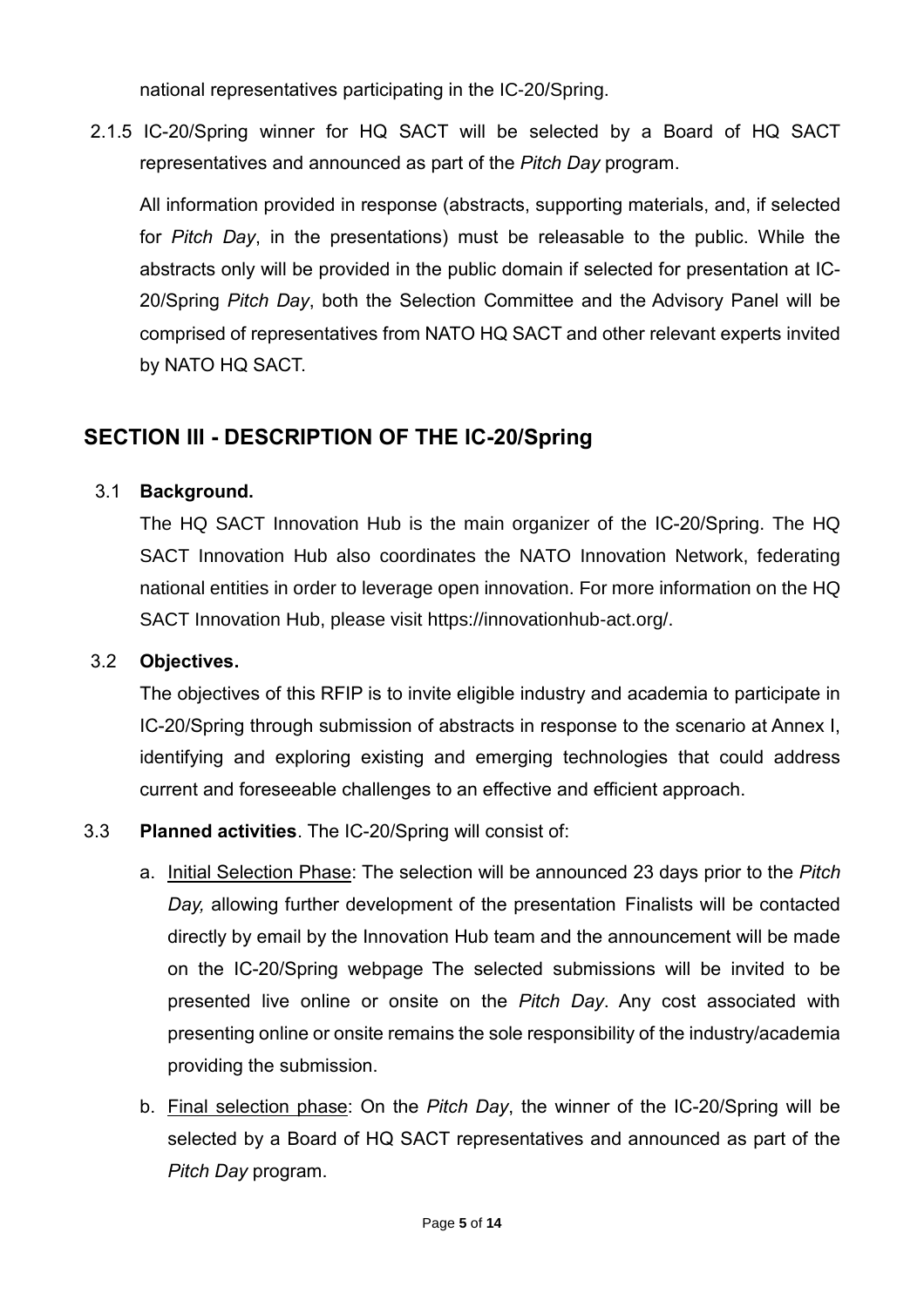national representatives participating in the IC-20/Spring.

2.1.5 IC-20/Spring winner for HQ SACT will be selected by a Board of HQ SACT representatives and announced as part of the *Pitch Day* program.

All information provided in response (abstracts, supporting materials, and, if selected for *Pitch Day*, in the presentations) must be releasable to the public. While the abstracts only will be provided in the public domain if selected for presentation at IC-20/Spring *Pitch Day*, both the Selection Committee and the Advisory Panel will be comprised of representatives from NATO HQ SACT and other relevant experts invited by NATO HQ SACT.

## SECTION III - DESCRIPTION OF THE IC-20/Spring

3.1 **Background.**

The HQ SACT Innovation Hub is the main organizer of the IC-20/Spring. The HQ SACT Innovation Hub also coordinates the NATO Innovation Network, federating national entities in order to leverage open innovation. For more information on the HQ SACT Innovation Hub, please visit https://innovationhub-act.org/.

3.2 **Objectives.**

The objectives of this RFIP is to invite eligible industry and academia to participate in IC-20/Spring through submission of abstracts in response to the scenario at Annex I, identifying and exploring existing and emerging technologies that could address current and foreseeable challenges to an effective and efficient approach.

3.3 **Planned activities**. The IC-20/Spring will consist of:

a. Initial Selection Phase: The selection will be announced 23 days prior to the *Pitch Day,* allowing further development of the presentation Finalists will be contacted directly by email by the Innovation Hub team and the announcement will be made on the IC-20/Spring webpage The selected submissions will be invited to be presented live online or onsite on the *Pitch Day*. Any cost associated with presenting online or onsite remains the sole responsibility of the industry/academia providing the submission.

b. Final selection phase: On the *Pitch Day*, the winner of the IC-20/Spring will be selected by a Board of HQ SACT representatives and announced as part of the *Pitch Day* program.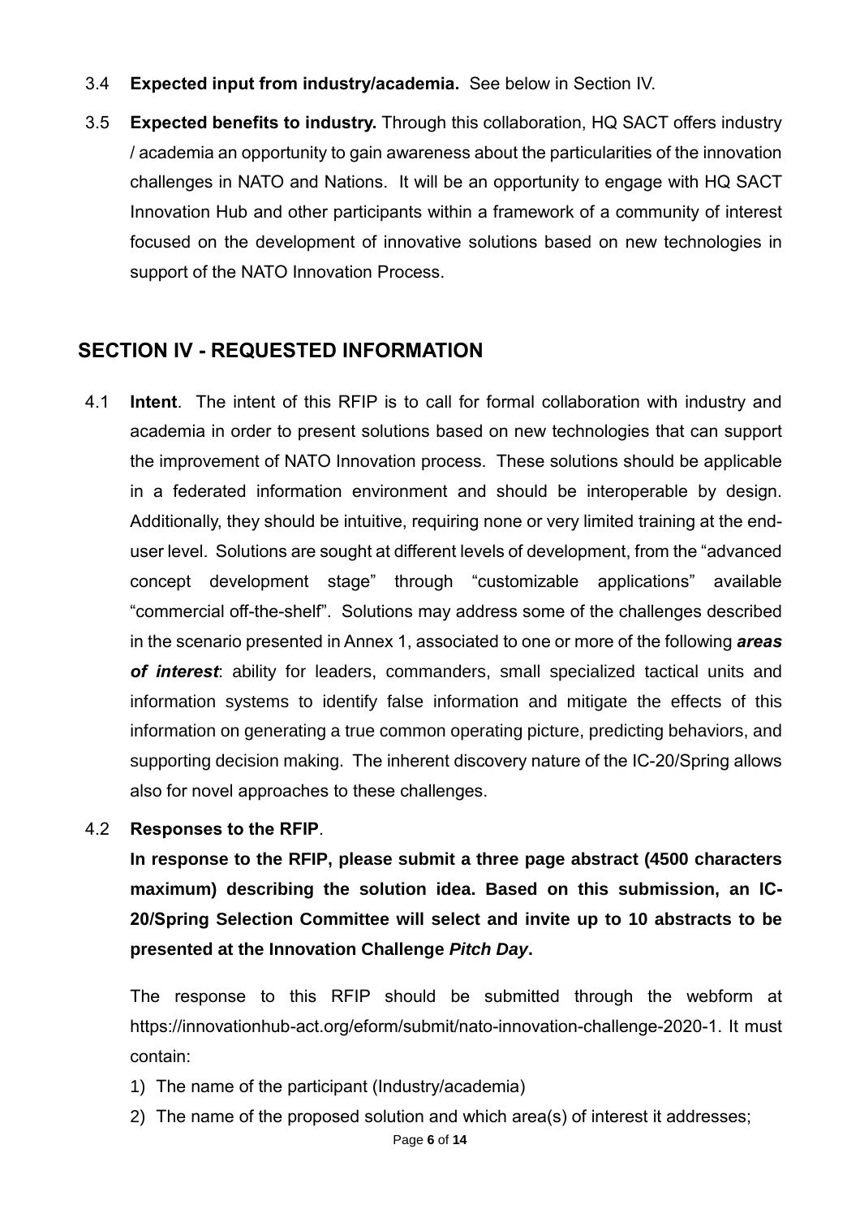3.4 **Expected input from industry/academia.** See below in Section IV.

3.5 **Expected benefits to industry.** Through this collaboration, HQ SACT offers industry / academia an opportunity to gain awareness about the particularities of the innovation challenges in NATO and Nations. It will be an opportunity to engage with HQ SACT Innovation Hub and other participants within a framework of a community of interest focused on the development of innovative solutions based on new technologies in support of the NATO Innovation Process.

## SECTION IV - REQUESTED INFORMATION

4.1 **Intent**. The intent of this RFIP is to call for formal collaboration with industry and academia in order to present solutions based on new technologies that can support the improvement of NATO Innovation process. These solutions should be applicable in a federated information environment and should be interoperable by design. Additionally, they should be intuitive, requiring none or very limited training at the end-user level. Solutions are sought at different levels of development, from the "advanced concept development stage" through "customizable applications" available "commercial off-the-shelf". Solutions may address some of the challenges described in the scenario presented in Annex 1, associated to one or more of the following ***areas of interest***: ability for leaders, commanders, small specialized tactical units and information systems to identify false information and mitigate the effects of this information on generating a true common operating picture, predicting behaviors, and supporting decision making. The inherent discovery nature of the IC-20/Spring allows also for novel approaches to these challenges.

4.2 **Responses to the RFIP**.

**In response to the RFIP, please submit a three page abstract (4500 characters maximum) describing the solution idea. Based on this submission, an IC-20/Spring Selection Committee will select and invite up to 10 abstracts to be presented at the Innovation Challenge *Pitch Day*.**

The response to this RFIP should be submitted through the webform at https://innovationhub-act.org/eform/submit/nato-innovation-challenge-2020-1. It must contain:

1) The name of the participant (Industry/academia)
2) The name of the proposed solution and which area(s) of interest it addresses;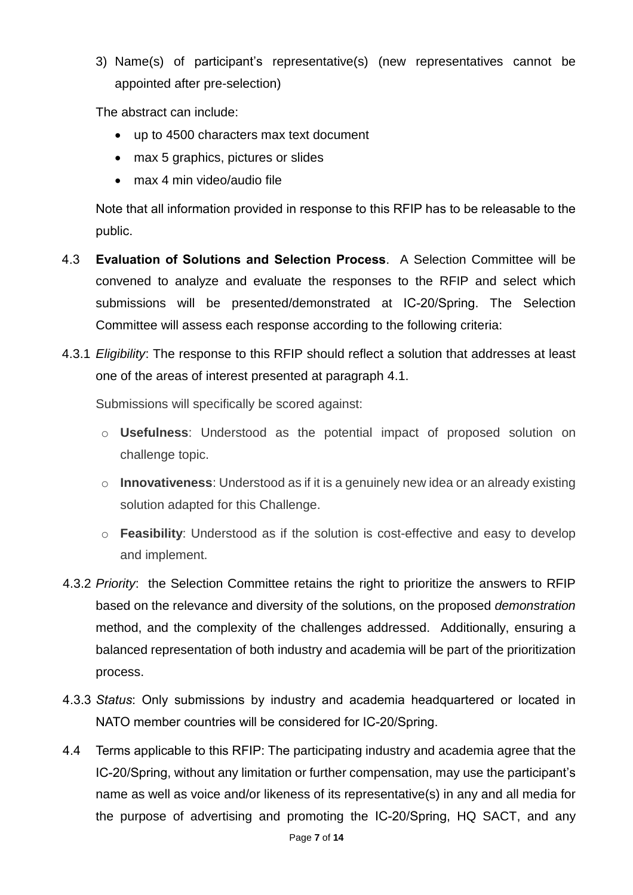3) Name(s) of participant's representative(s) (new representatives cannot be appointed after pre-selection)

The abstract can include:

- up to 4500 characters max text document
- max 5 graphics, pictures or slides
- max 4 min video/audio file

Note that all information provided in response to this RFIP has to be releasable to the public.

4.3 **Evaluation of Solutions and Selection Process**. A Selection Committee will be convened to analyze and evaluate the responses to the RFIP and select which submissions will be presented/demonstrated at IC-20/Spring. The Selection Committee will assess each response according to the following criteria:

4.3.1 *Eligibility*: The response to this RFIP should reflect a solution that addresses at least one of the areas of interest presented at paragraph 4.1.

Submissions will specifically be scored against:

- **Usefulness**: Understood as the potential impact of proposed solution on challenge topic.
- **Innovativeness**: Understood as if it is a genuinely new idea or an already existing solution adapted for this Challenge.
- **Feasibility**: Understood as if the solution is cost-effective and easy to develop and implement.

4.3.2 *Priority*: the Selection Committee retains the right to prioritize the answers to RFIP based on the relevance and diversity of the solutions, on the proposed *demonstration* method, and the complexity of the challenges addressed. Additionally, ensuring a balanced representation of both industry and academia will be part of the prioritization process.

4.3.3 *Status*: Only submissions by industry and academia headquartered or located in NATO member countries will be considered for IC-20/Spring.

4.4 Terms applicable to this RFIP: The participating industry and academia agree that the IC-20/Spring, without any limitation or further compensation, may use the participant's name as well as voice and/or likeness of its representative(s) in any and all media for the purpose of advertising and promoting the IC-20/Spring, HQ SACT, and any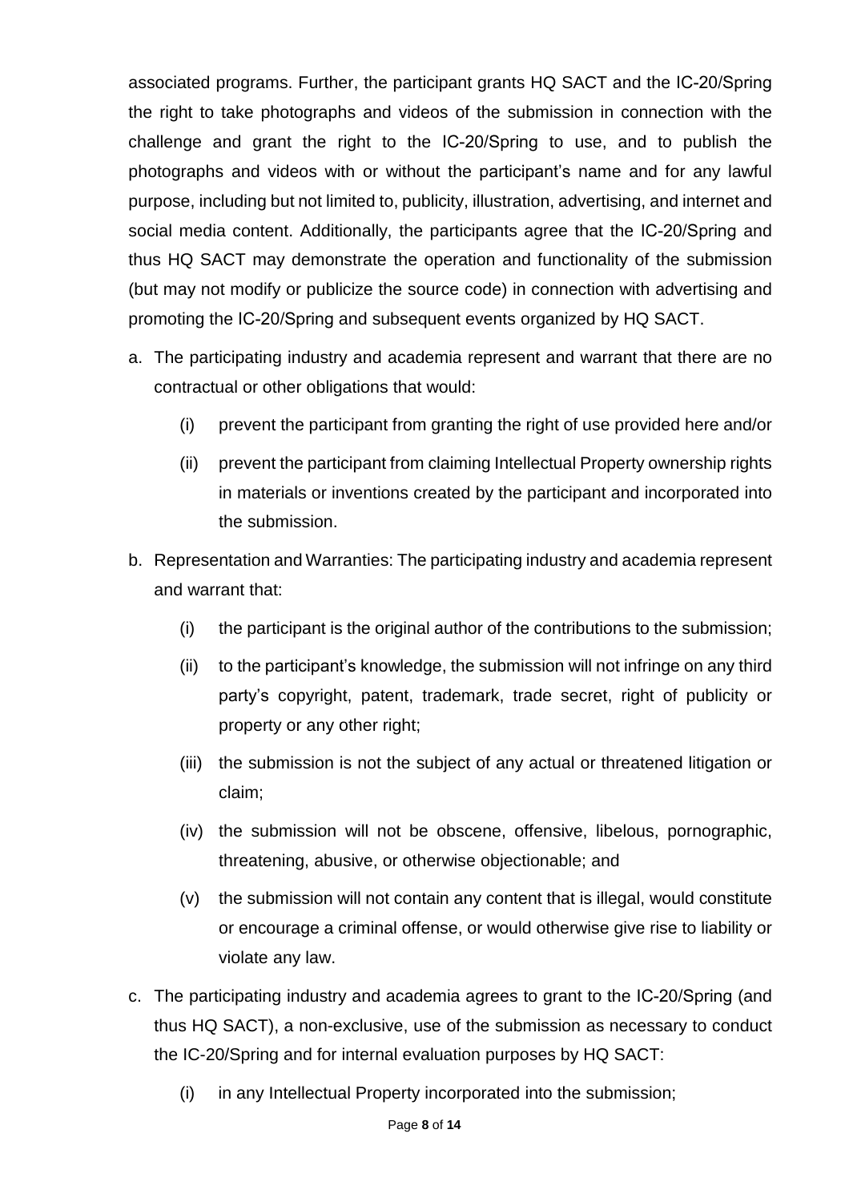associated programs. Further, the participant grants HQ SACT and the IC-20/Spring the right to take photographs and videos of the submission in connection with the challenge and grant the right to the IC-20/Spring to use, and to publish the photographs and videos with or without the participant's name and for any lawful purpose, including but not limited to, publicity, illustration, advertising, and internet and social media content. Additionally, the participants agree that the IC-20/Spring and thus HQ SACT may demonstrate the operation and functionality of the submission (but may not modify or publicize the source code) in connection with advertising and promoting the IC-20/Spring and subsequent events organized by HQ SACT.

a. The participating industry and academia represent and warrant that there are no contractual or other obligations that would:

   (i) prevent the participant from granting the right of use provided here and/or

   (ii) prevent the participant from claiming Intellectual Property ownership rights in materials or inventions created by the participant and incorporated into the submission.

b. Representation and Warranties: The participating industry and academia represent and warrant that:

   (i) the participant is the original author of the contributions to the submission;

   (ii) to the participant's knowledge, the submission will not infringe on any third party's copyright, patent, trademark, trade secret, right of publicity or property or any other right;

   (iii) the submission is not the subject of any actual or threatened litigation or claim;

   (iv) the submission will not be obscene, offensive, libelous, pornographic, threatening, abusive, or otherwise objectionable; and

   (v) the submission will not contain any content that is illegal, would constitute or encourage a criminal offense, or would otherwise give rise to liability or violate any law.

c. The participating industry and academia agrees to grant to the IC-20/Spring (and thus HQ SACT), a non-exclusive, use of the submission as necessary to conduct the IC-20/Spring and for internal evaluation purposes by HQ SACT:

   (i) in any Intellectual Property incorporated into the submission;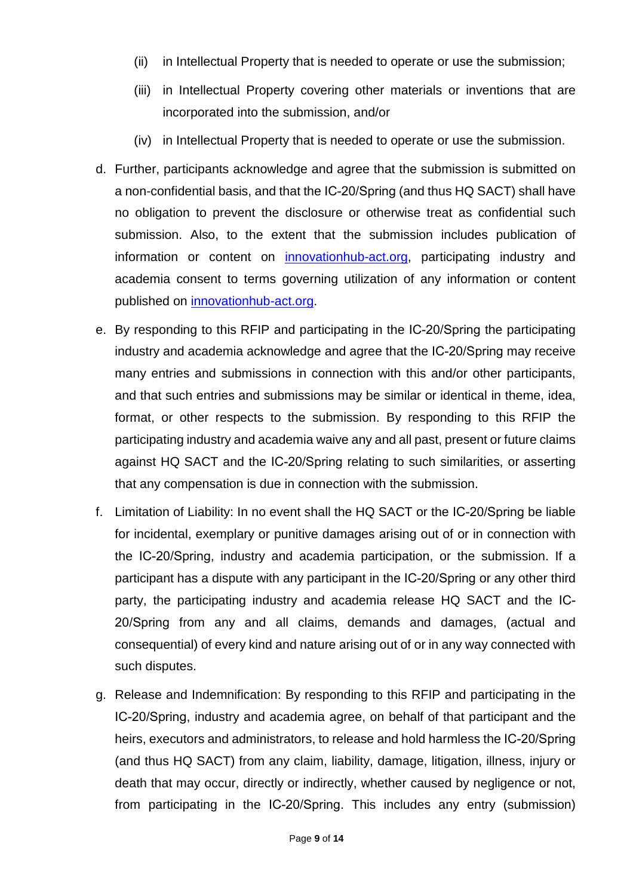(ii) in Intellectual Property that is needed to operate or use the submission;

(iii) in Intellectual Property covering other materials or inventions that are incorporated into the submission, and/or

(iv) in Intellectual Property that is needed to operate or use the submission.

d. Further, participants acknowledge and agree that the submission is submitted on a non-confidential basis, and that the IC-20/Spring (and thus HQ SACT) shall have no obligation to prevent the disclosure or otherwise treat as confidential such submission. Also, to the extent that the submission includes publication of information or content on [innovationhub-act.org](innovationhub-act.org), participating industry and academia consent to terms governing utilization of any information or content published on [innovationhub-act.org](innovationhub-act.org).

e. By responding to this RFIP and participating in the IC-20/Spring the participating industry and academia acknowledge and agree that the IC-20/Spring may receive many entries and submissions in connection with this and/or other participants, and that such entries and submissions may be similar or identical in theme, idea, format, or other respects to the submission. By responding to this RFIP the participating industry and academia waive any and all past, present or future claims against HQ SACT and the IC-20/Spring relating to such similarities, or asserting that any compensation is due in connection with the submission.

f. Limitation of Liability: In no event shall the HQ SACT or the IC-20/Spring be liable for incidental, exemplary or punitive damages arising out of or in connection with the IC-20/Spring, industry and academia participation, or the submission. If a participant has a dispute with any participant in the IC-20/Spring or any other third party, the participating industry and academia release HQ SACT and the IC-20/Spring from any and all claims, demands and damages, (actual and consequential) of every kind and nature arising out of or in any way connected with such disputes.

g. Release and Indemnification: By responding to this RFIP and participating in the IC-20/Spring, industry and academia agree, on behalf of that participant and the heirs, executors and administrators, to release and hold harmless the IC-20/Spring (and thus HQ SACT) from any claim, liability, damage, litigation, illness, injury or death that may occur, directly or indirectly, whether caused by negligence or not, from participating in the IC-20/Spring. This includes any entry (submission)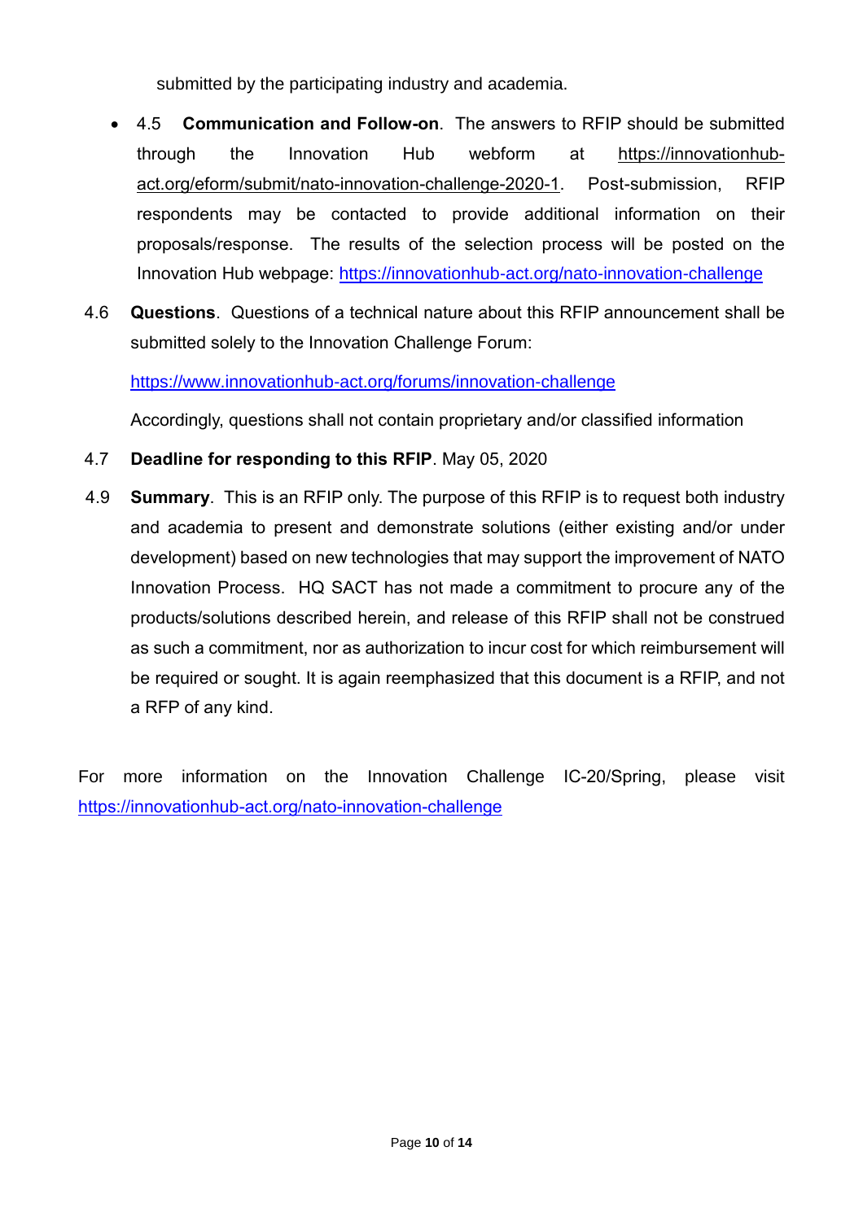submitted by the participating industry and academia.

- 4.5 **Communication and Follow-on**. The answers to RFIP should be submitted through the Innovation Hub webform at https://innovationhub-act.org/eform/submit/nato-innovation-challenge-2020-1. Post-submission, RFIP respondents may be contacted to provide additional information on their proposals/response. The results of the selection process will be posted on the Innovation Hub webpage: https://innovationhub-act.org/nato-innovation-challenge

4.6 **Questions**. Questions of a technical nature about this RFIP announcement shall be submitted solely to the Innovation Challenge Forum:

https://www.innovationhub-act.org/forums/innovation-challenge

Accordingly, questions shall not contain proprietary and/or classified information

4.7 **Deadline for responding to this RFIP**. May 05, 2020

4.9 **Summary**. This is an RFIP only. The purpose of this RFIP is to request both industry and academia to present and demonstrate solutions (either existing and/or under development) based on new technologies that may support the improvement of NATO Innovation Process. HQ SACT has not made a commitment to procure any of the products/solutions described herein, and release of this RFIP shall not be construed as such a commitment, nor as authorization to incur cost for which reimbursement will be required or sought. It is again reemphasized that this document is a RFIP, and not a RFP of any kind.

For more information on the Innovation Challenge IC-20/Spring, please visit https://innovationhub-act.org/nato-innovation-challenge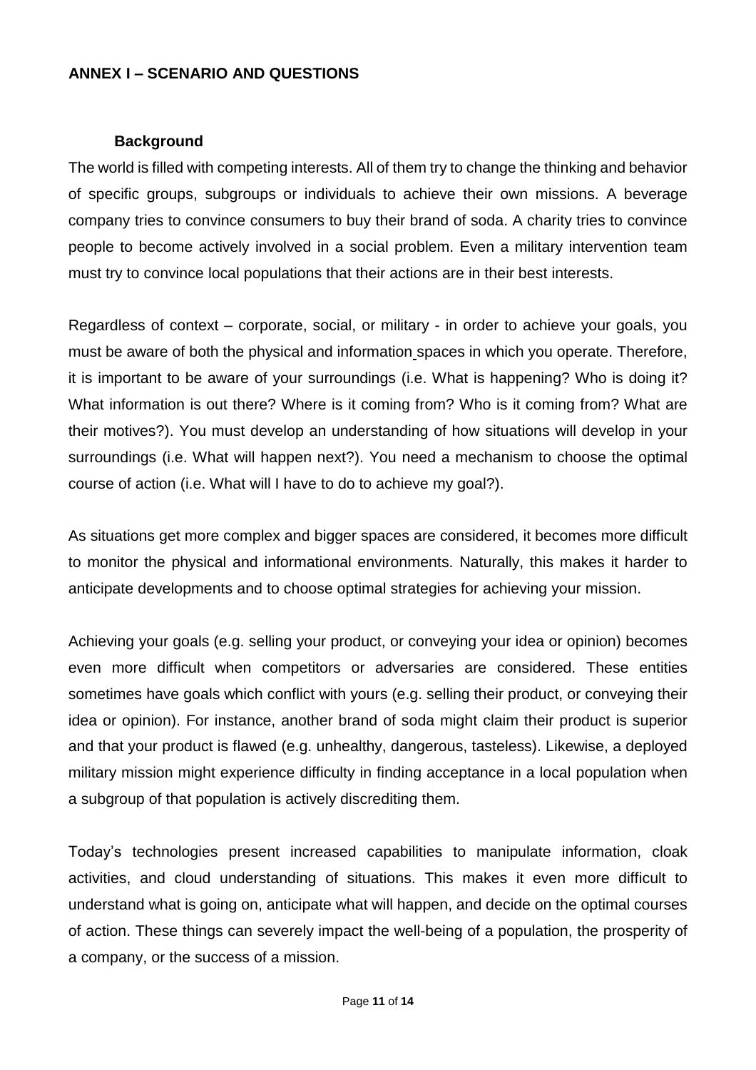## ANNEX I – SCENARIO AND QUESTIONS

### Background

The world is filled with competing interests. All of them try to change the thinking and behavior of specific groups, subgroups or individuals to achieve their own missions. A beverage company tries to convince consumers to buy their brand of soda. A charity tries to convince people to become actively involved in a social problem. Even a military intervention team must try to convince local populations that their actions are in their best interests.

Regardless of context – corporate, social, or military - in order to achieve your goals, you must be aware of both the physical and information spaces in which you operate. Therefore, it is important to be aware of your surroundings (i.e. What is happening? Who is doing it? What information is out there? Where is it coming from? Who is it coming from? What are their motives?). You must develop an understanding of how situations will develop in your surroundings (i.e. What will happen next?). You need a mechanism to choose the optimal course of action (i.e. What will I have to do to achieve my goal?).

As situations get more complex and bigger spaces are considered, it becomes more difficult to monitor the physical and informational environments. Naturally, this makes it harder to anticipate developments and to choose optimal strategies for achieving your mission.

Achieving your goals (e.g. selling your product, or conveying your idea or opinion) becomes even more difficult when competitors or adversaries are considered. These entities sometimes have goals which conflict with yours (e.g. selling their product, or conveying their idea or opinion). For instance, another brand of soda might claim their product is superior and that your product is flawed (e.g. unhealthy, dangerous, tasteless). Likewise, a deployed military mission might experience difficulty in finding acceptance in a local population when a subgroup of that population is actively discrediting them.

Today's technologies present increased capabilities to manipulate information, cloak activities, and cloud understanding of situations. This makes it even more difficult to understand what is going on, anticipate what will happen, and decide on the optimal courses of action. These things can severely impact the well-being of a population, the prosperity of a company, or the success of a mission.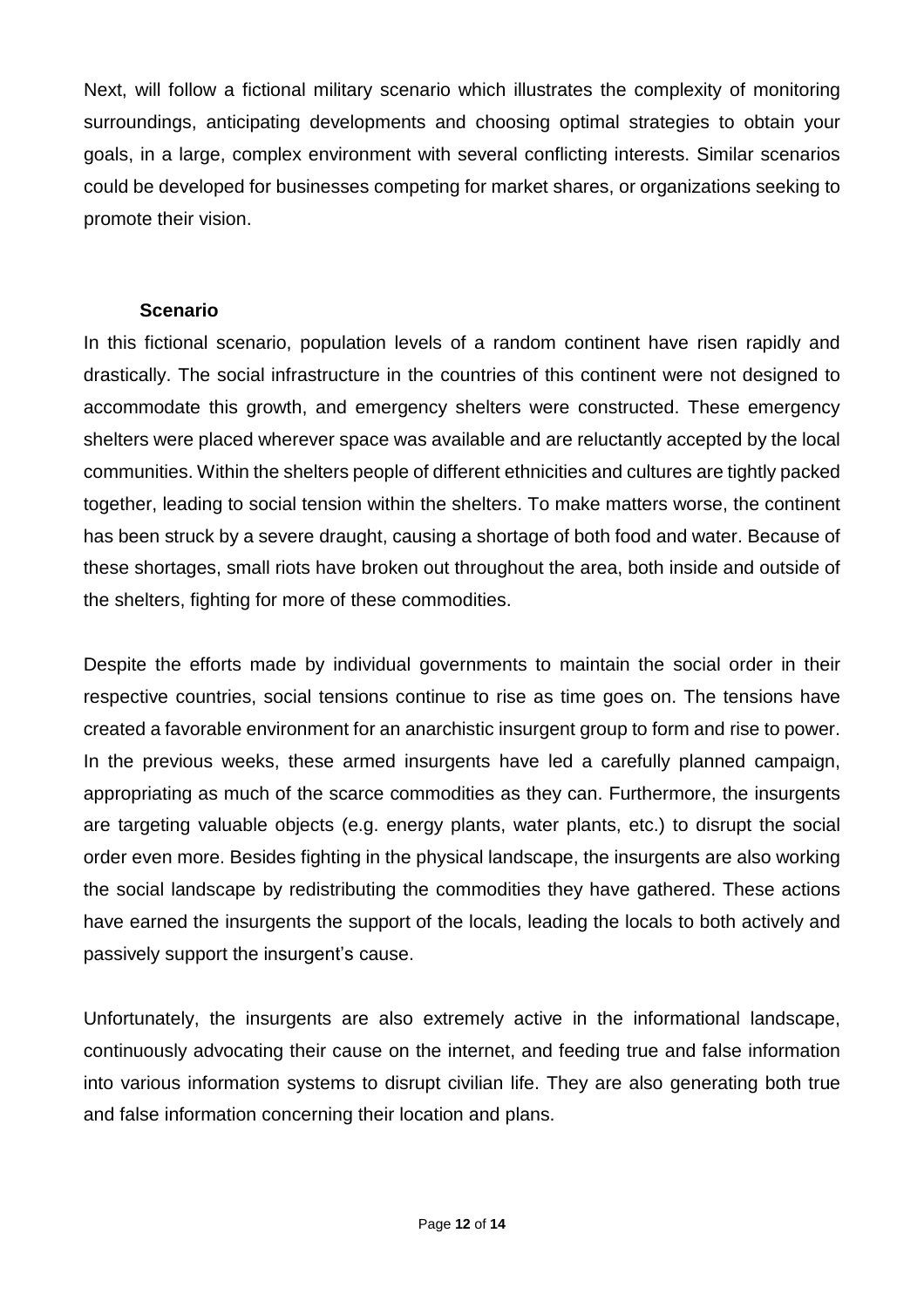Next, will follow a fictional military scenario which illustrates the complexity of monitoring surroundings, anticipating developments and choosing optimal strategies to obtain your goals, in a large, complex environment with several conflicting interests. Similar scenarios could be developed for businesses competing for market shares, or organizations seeking to promote their vision.

### Scenario

In this fictional scenario, population levels of a random continent have risen rapidly and drastically. The social infrastructure in the countries of this continent were not designed to accommodate this growth, and emergency shelters were constructed. These emergency shelters were placed wherever space was available and are reluctantly accepted by the local communities. Within the shelters people of different ethnicities and cultures are tightly packed together, leading to social tension within the shelters. To make matters worse, the continent has been struck by a severe draught, causing a shortage of both food and water. Because of these shortages, small riots have broken out throughout the area, both inside and outside of the shelters, fighting for more of these commodities.

Despite the efforts made by individual governments to maintain the social order in their respective countries, social tensions continue to rise as time goes on. The tensions have created a favorable environment for an anarchistic insurgent group to form and rise to power. In the previous weeks, these armed insurgents have led a carefully planned campaign, appropriating as much of the scarce commodities as they can. Furthermore, the insurgents are targeting valuable objects (e.g. energy plants, water plants, etc.) to disrupt the social order even more. Besides fighting in the physical landscape, the insurgents are also working the social landscape by redistributing the commodities they have gathered. These actions have earned the insurgents the support of the locals, leading the locals to both actively and passively support the insurgent's cause.

Unfortunately, the insurgents are also extremely active in the informational landscape, continuously advocating their cause on the internet, and feeding true and false information into various information systems to disrupt civilian life. They are also generating both true and false information concerning their location and plans.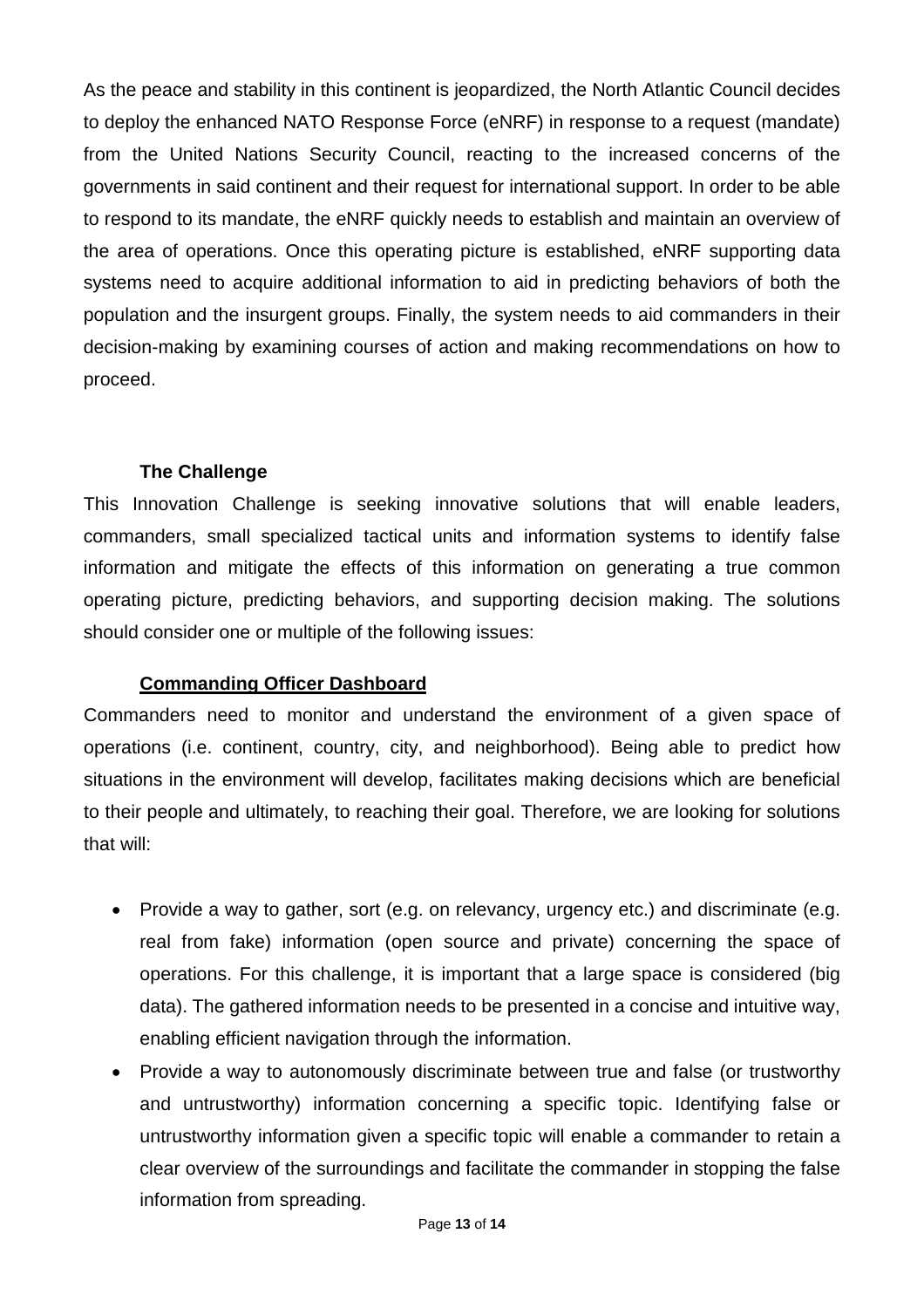As the peace and stability in this continent is jeopardized, the North Atlantic Council decides to deploy the enhanced NATO Response Force (eNRF) in response to a request (mandate) from the United Nations Security Council, reacting to the increased concerns of the governments in said continent and their request for international support. In order to be able to respond to its mandate, the eNRF quickly needs to establish and maintain an overview of the area of operations. Once this operating picture is established, eNRF supporting data systems need to acquire additional information to aid in predicting behaviors of both the population and the insurgent groups. Finally, the system needs to aid commanders in their decision-making by examining courses of action and making recommendations on how to proceed.

### The Challenge

This Innovation Challenge is seeking innovative solutions that will enable leaders, commanders, small specialized tactical units and information systems to identify false information and mitigate the effects of this information on generating a true common operating picture, predicting behaviors, and supporting decision making. The solutions should consider one or multiple of the following issues:

#### Commanding Officer Dashboard

Commanders need to monitor and understand the environment of a given space of operations (i.e. continent, country, city, and neighborhood). Being able to predict how situations in the environment will develop, facilitates making decisions which are beneficial to their people and ultimately, to reaching their goal. Therefore, we are looking for solutions that will:

- Provide a way to gather, sort (e.g. on relevancy, urgency etc.) and discriminate (e.g. real from fake) information (open source and private) concerning the space of operations. For this challenge, it is important that a large space is considered (big data). The gathered information needs to be presented in a concise and intuitive way, enabling efficient navigation through the information.
- Provide a way to autonomously discriminate between true and false (or trustworthy and untrustworthy) information concerning a specific topic. Identifying false or untrustworthy information given a specific topic will enable a commander to retain a clear overview of the surroundings and facilitate the commander in stopping the false information from spreading.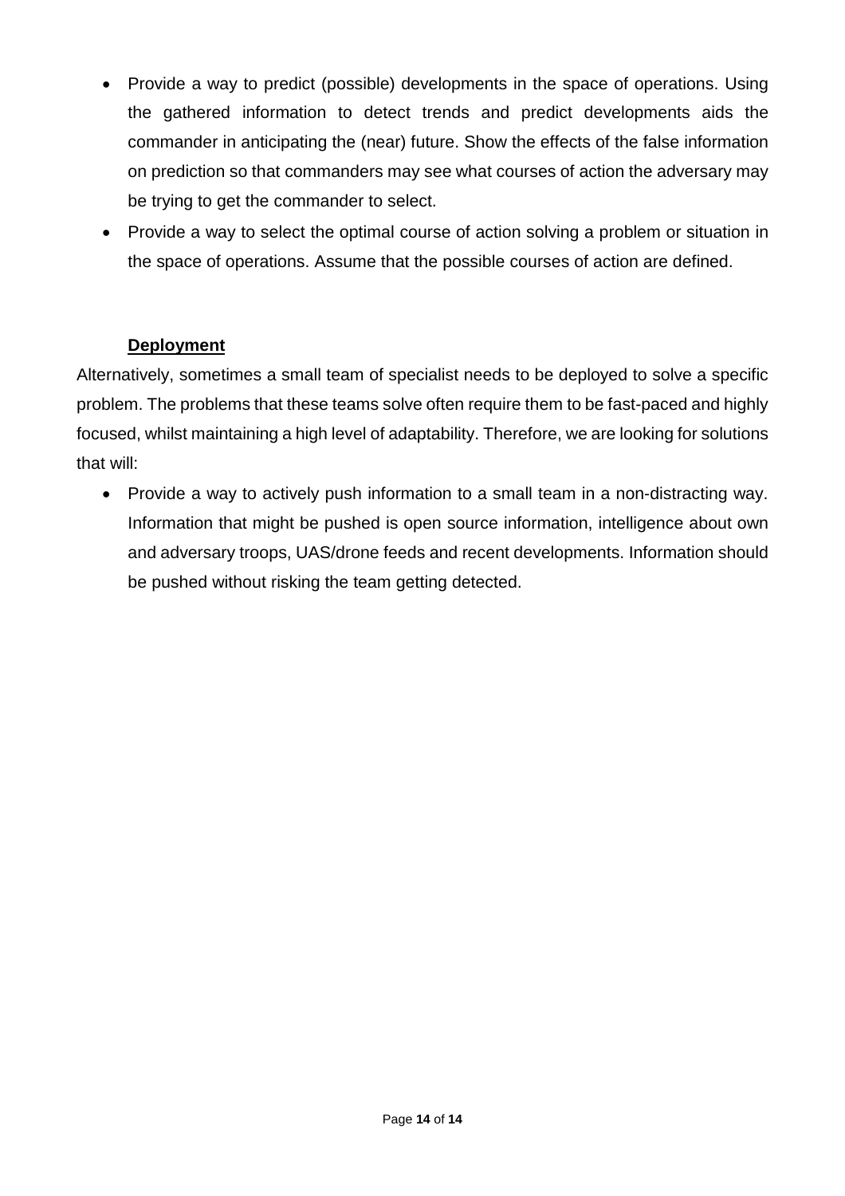- Provide a way to predict (possible) developments in the space of operations. Using the gathered information to detect trends and predict developments aids the commander in anticipating the (near) future. Show the effects of the false information on prediction so that commanders may see what courses of action the adversary may be trying to get the commander to select.
- Provide a way to select the optimal course of action solving a problem or situation in the space of operations. Assume that the possible courses of action are defined.

**Deployment**

Alternatively, sometimes a small team of specialist needs to be deployed to solve a specific problem. The problems that these teams solve often require them to be fast-paced and highly focused, whilst maintaining a high level of adaptability. Therefore, we are looking for solutions that will:

- Provide a way to actively push information to a small team in a non-distracting way. Information that might be pushed is open source information, intelligence about own and adversary troops, UAS/drone feeds and recent developments. Information should be pushed without risking the team getting detected.